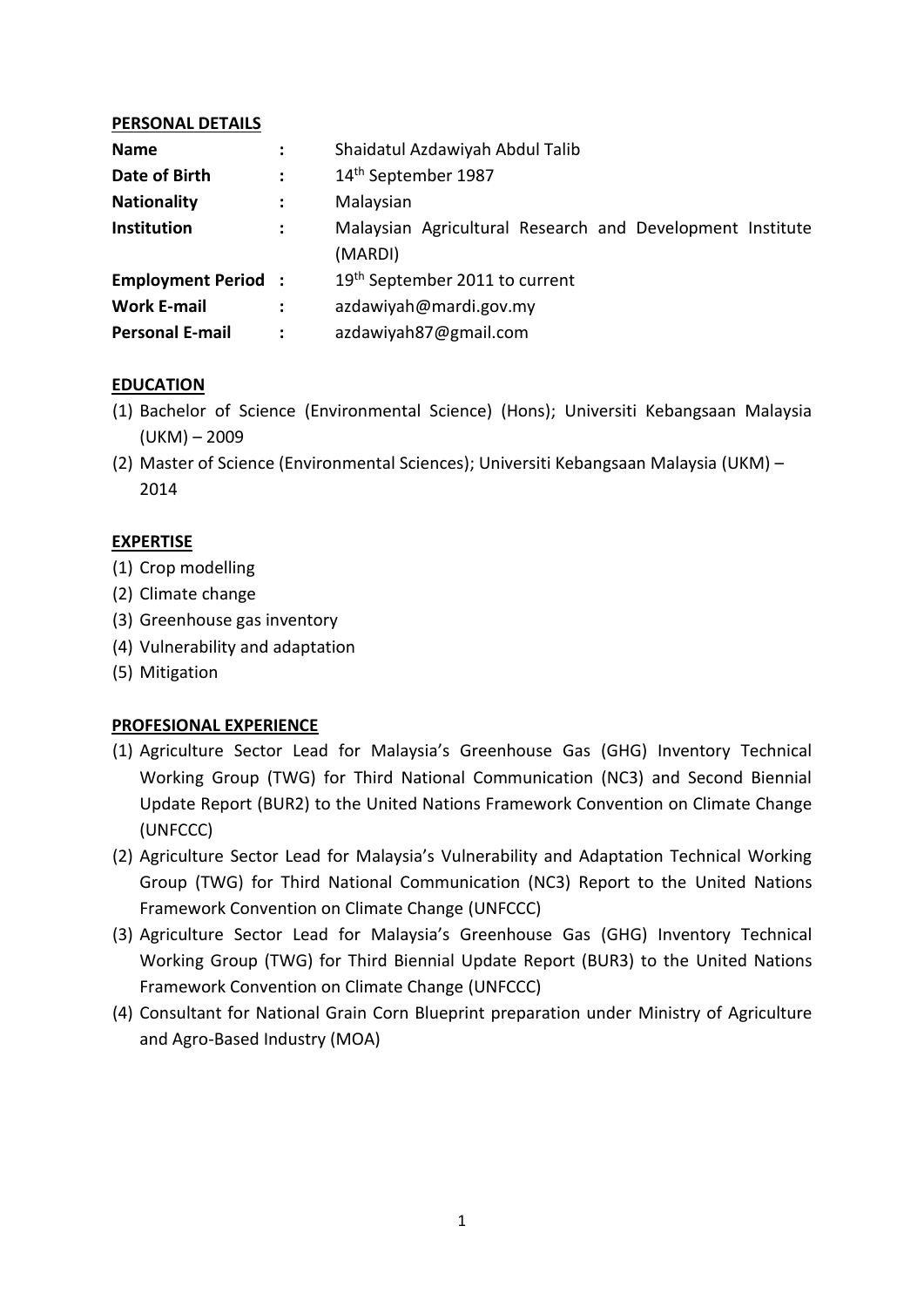## PERSONAL DETAILS

| | | |
|---|---|---|
| **Name** | : | Shaidatul Azdawiyah Abdul Talib |
| **Date of Birth** | : | 14th September 1987 |
| **Nationality** | : | Malaysian |
| **Institution** | : | Malaysian Agricultural Research and Development Institute (MARDI) |
| **Employment Period** | : | 19th September 2011 to current |
| **Work E-mail** | : | azdawiyah@mardi.gov.my |
| **Personal E-mail** | : | azdawiyah87@gmail.com |

## EDUCATION

(1) Bachelor of Science (Environmental Science) (Hons); Universiti Kebangsaan Malaysia (UKM) – 2009

(2) Master of Science (Environmental Sciences); Universiti Kebangsaan Malaysia (UKM) – 2014

## EXPERTISE

(1) Crop modelling

(2) Climate change

(3) Greenhouse gas inventory

(4) Vulnerability and adaptation

(5) Mitigation

## PROFESIONAL EXPERIENCE

(1) Agriculture Sector Lead for Malaysia's Greenhouse Gas (GHG) Inventory Technical Working Group (TWG) for Third National Communication (NC3) and Second Biennial Update Report (BUR2) to the United Nations Framework Convention on Climate Change (UNFCCC)

(2) Agriculture Sector Lead for Malaysia's Vulnerability and Adaptation Technical Working Group (TWG) for Third National Communication (NC3) Report to the United Nations Framework Convention on Climate Change (UNFCCC)

(3) Agriculture Sector Lead for Malaysia's Greenhouse Gas (GHG) Inventory Technical Working Group (TWG) for Third Biennial Update Report (BUR3) to the United Nations Framework Convention on Climate Change (UNFCCC)

(4) Consultant for National Grain Corn Blueprint preparation under Ministry of Agriculture and Agro-Based Industry (MOA)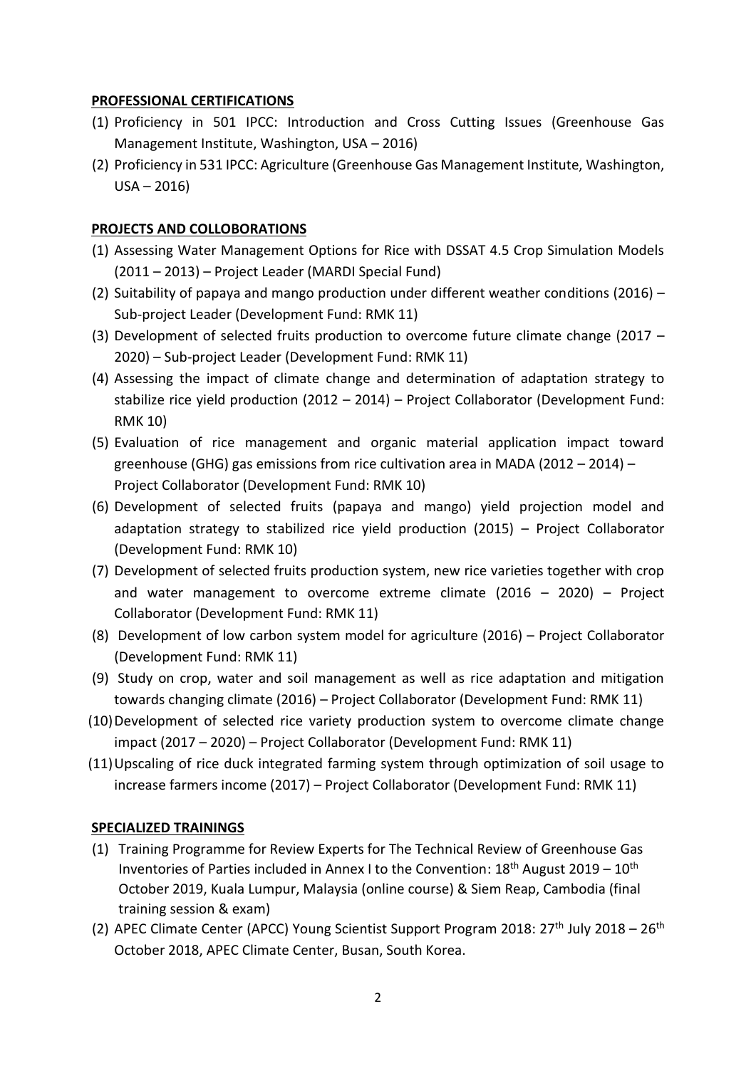**PROFESSIONAL CERTIFICATIONS**

(1) Proficiency in 501 IPCC: Introduction and Cross Cutting Issues (Greenhouse Gas Management Institute, Washington, USA – 2016)
(2) Proficiency in 531 IPCC: Agriculture (Greenhouse Gas Management Institute, Washington, USA – 2016)

**PROJECTS AND COLLOBORATIONS**

(1) Assessing Water Management Options for Rice with DSSAT 4.5 Crop Simulation Models (2011 – 2013) – Project Leader (MARDI Special Fund)
(2) Suitability of papaya and mango production under different weather conditions (2016) – Sub-project Leader (Development Fund: RMK 11)
(3) Development of selected fruits production to overcome future climate change (2017 – 2020) – Sub-project Leader (Development Fund: RMK 11)
(4) Assessing the impact of climate change and determination of adaptation strategy to stabilize rice yield production (2012 – 2014) – Project Collaborator (Development Fund: RMK 10)
(5) Evaluation of rice management and organic material application impact toward greenhouse (GHG) gas emissions from rice cultivation area in MADA (2012 – 2014) – Project Collaborator (Development Fund: RMK 10)
(6) Development of selected fruits (papaya and mango) yield projection model and adaptation strategy to stabilized rice yield production (2015) – Project Collaborator (Development Fund: RMK 10)
(7) Development of selected fruits production system, new rice varieties together with crop and water management to overcome extreme climate (2016 – 2020) – Project Collaborator (Development Fund: RMK 11)
(8) Development of low carbon system model for agriculture (2016) – Project Collaborator (Development Fund: RMK 11)
(9) Study on crop, water and soil management as well as rice adaptation and mitigation towards changing climate (2016) – Project Collaborator (Development Fund: RMK 11)
(10) Development of selected rice variety production system to overcome climate change impact (2017 – 2020) – Project Collaborator (Development Fund: RMK 11)
(11) Upscaling of rice duck integrated farming system through optimization of soil usage to increase farmers income (2017) – Project Collaborator (Development Fund: RMK 11)

**SPECIALIZED TRAININGS**

(1) Training Programme for Review Experts for The Technical Review of Greenhouse Gas Inventories of Parties included in Annex I to the Convention: 18th August 2019 – 10th October 2019, Kuala Lumpur, Malaysia (online course) & Siem Reap, Cambodia (final training session & exam)
(2) APEC Climate Center (APCC) Young Scientist Support Program 2018: 27th July 2018 – 26th October 2018, APEC Climate Center, Busan, South Korea.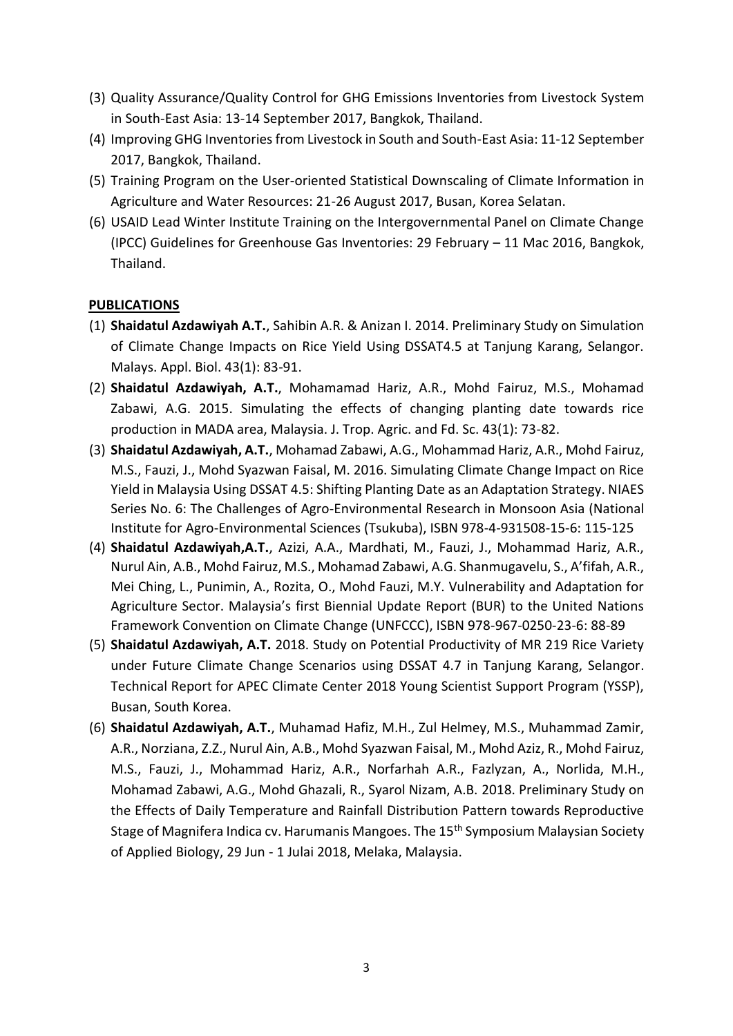(3) Quality Assurance/Quality Control for GHG Emissions Inventories from Livestock System in South-East Asia: 13-14 September 2017, Bangkok, Thailand.

(4) Improving GHG Inventories from Livestock in South and South-East Asia: 11-12 September 2017, Bangkok, Thailand.

(5) Training Program on the User-oriented Statistical Downscaling of Climate Information in Agriculture and Water Resources: 21-26 August 2017, Busan, Korea Selatan.

(6) USAID Lead Winter Institute Training on the Intergovernmental Panel on Climate Change (IPCC) Guidelines for Greenhouse Gas Inventories: 29 February – 11 Mac 2016, Bangkok, Thailand.

**PUBLICATIONS**

(1) **Shaidatul Azdawiyah A.T.**, Sahibin A.R. & Anizan I. 2014. Preliminary Study on Simulation of Climate Change Impacts on Rice Yield Using DSSAT4.5 at Tanjung Karang, Selangor. Malays. Appl. Biol. 43(1): 83-91.

(2) **Shaidatul Azdawiyah, A.T.**, Mohamamad Hariz, A.R., Mohd Fairuz, M.S., Mohamad Zabawi, A.G. 2015. Simulating the effects of changing planting date towards rice production in MADA area, Malaysia. J. Trop. Agric. and Fd. Sc. 43(1): 73-82.

(3) **Shaidatul Azdawiyah, A.T.**, Mohamad Zabawi, A.G., Mohammad Hariz, A.R., Mohd Fairuz, M.S., Fauzi, J., Mohd Syazwan Faisal, M. 2016. Simulating Climate Change Impact on Rice Yield in Malaysia Using DSSAT 4.5: Shifting Planting Date as an Adaptation Strategy. NIAES Series No. 6: The Challenges of Agro-Environmental Research in Monsoon Asia (National Institute for Agro-Environmental Sciences (Tsukuba), ISBN 978-4-931508-15-6: 115-125

(4) **Shaidatul Azdawiyah,A.T.**, Azizi, A.A., Mardhati, M., Fauzi, J., Mohammad Hariz, A.R., Nurul Ain, A.B., Mohd Fairuz, M.S., Mohamad Zabawi, A.G. Shanmugavelu, S., A'fifah, A.R., Mei Ching, L., Punimin, A., Rozita, O., Mohd Fauzi, M.Y. Vulnerability and Adaptation for Agriculture Sector. Malaysia's first Biennial Update Report (BUR) to the United Nations Framework Convention on Climate Change (UNFCCC), ISBN 978-967-0250-23-6: 88-89

(5) **Shaidatul Azdawiyah, A.T.** 2018. Study on Potential Productivity of MR 219 Rice Variety under Future Climate Change Scenarios using DSSAT 4.7 in Tanjung Karang, Selangor. Technical Report for APEC Climate Center 2018 Young Scientist Support Program (YSSP), Busan, South Korea.

(6) **Shaidatul Azdawiyah, A.T.**, Muhamad Hafiz, M.H., Zul Helmey, M.S., Muhammad Zamir, A.R., Norziana, Z.Z., Nurul Ain, A.B., Mohd Syazwan Faisal, M., Mohd Aziz, R., Mohd Fairuz, M.S., Fauzi, J., Mohammad Hariz, A.R., Norfarhah A.R., Fazlyzan, A., Norlida, M.H., Mohamad Zabawi, A.G., Mohd Ghazali, R., Syarol Nizam, A.B. 2018. Preliminary Study on the Effects of Daily Temperature and Rainfall Distribution Pattern towards Reproductive Stage of Magnifera Indica cv. Harumanis Mangoes. The 15th Symposium Malaysian Society of Applied Biology, 29 Jun - 1 Julai 2018, Melaka, Malaysia.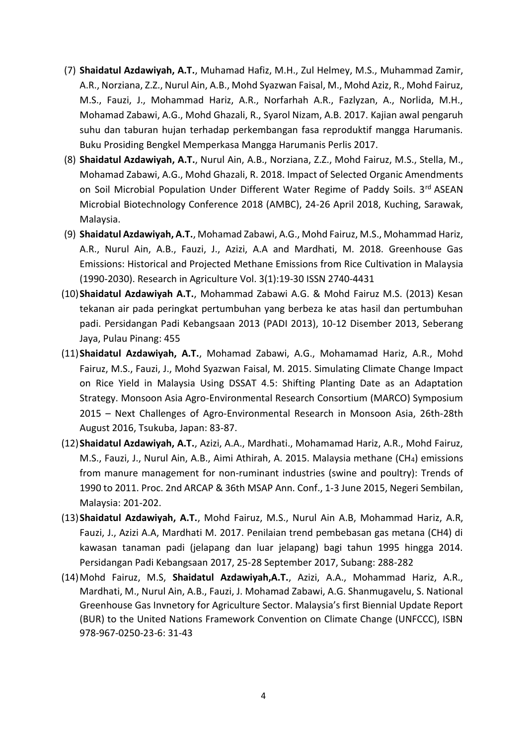(7) **Shaidatul Azdawiyah, A.T.**, Muhamad Hafiz, M.H., Zul Helmey, M.S., Muhammad Zamir, A.R., Norziana, Z.Z., Nurul Ain, A.B., Mohd Syazwan Faisal, M., Mohd Aziz, R., Mohd Fairuz, M.S., Fauzi, J., Mohammad Hariz, A.R., Norfarhah A.R., Fazlyzan, A., Norlida, M.H., Mohamad Zabawi, A.G., Mohd Ghazali, R., Syarol Nizam, A.B. 2017. Kajian awal pengaruh suhu dan taburan hujan terhadap perkembangan fasa reproduktif mangga Harumanis. Buku Prosiding Bengkel Memperkasa Mangga Harumanis Perlis 2017.

(8) **Shaidatul Azdawiyah, A.T.**, Nurul Ain, A.B., Norziana, Z.Z., Mohd Fairuz, M.S., Stella, M., Mohamad Zabawi, A.G., Mohd Ghazali, R. 2018. Impact of Selected Organic Amendments on Soil Microbial Population Under Different Water Regime of Paddy Soils. 3rd ASEAN Microbial Biotechnology Conference 2018 (AMBC), 24-26 April 2018, Kuching, Sarawak, Malaysia.

(9) **Shaidatul Azdawiyah, A.T.**, Mohamad Zabawi, A.G., Mohd Fairuz, M.S., Mohammad Hariz, A.R., Nurul Ain, A.B., Fauzi, J., Azizi, A.A and Mardhati, M. 2018. Greenhouse Gas Emissions: Historical and Projected Methane Emissions from Rice Cultivation in Malaysia (1990-2030). Research in Agriculture Vol. 3(1):19-30 ISSN 2740-4431

(10) **Shaidatul Azdawiyah A.T.**, Mohammad Zabawi A.G. & Mohd Fairuz M.S. (2013) Kesan tekanan air pada peringkat pertumbuhan yang berbeza ke atas hasil dan pertumbuhan padi. Persidangan Padi Kebangsaan 2013 (PADI 2013), 10-12 Disember 2013, Seberang Jaya, Pulau Pinang: 455

(11) **Shaidatul Azdawiyah, A.T.**, Mohamad Zabawi, A.G., Mohamamad Hariz, A.R., Mohd Fairuz, M.S., Fauzi, J., Mohd Syazwan Faisal, M. 2015. Simulating Climate Change Impact on Rice Yield in Malaysia Using DSSAT 4.5: Shifting Planting Date as an Adaptation Strategy. Monsoon Asia Agro-Environmental Research Consortium (MARCO) Symposium 2015 – Next Challenges of Agro-Environmental Research in Monsoon Asia, 26th-28th August 2016, Tsukuba, Japan: 83-87.

(12) **Shaidatul Azdawiyah, A.T.**, Azizi, A.A., Mardhati., Mohamamad Hariz, A.R., Mohd Fairuz, M.S., Fauzi, J., Nurul Ain, A.B., Aimi Athirah, A. 2015. Malaysia methane ($CH_4$) emissions from manure management for non-ruminant industries (swine and poultry): Trends of 1990 to 2011. Proc. 2nd ARCAP & 36th MSAP Ann. Conf., 1-3 June 2015, Negeri Sembilan, Malaysia: 201-202.

(13) **Shaidatul Azdawiyah, A.T.**, Mohd Fairuz, M.S., Nurul Ain A.B, Mohammad Hariz, A.R, Fauzi, J., Azizi A.A, Mardhati M. 2017. Penilaian trend pembebasan gas metana (CH4) di kawasan tanaman padi (jelapang dan luar jelapang) bagi tahun 1995 hingga 2014. Persidangan Padi Kebangsaan 2017, 25-28 September 2017, Subang: 288-282

(14) Mohd Fairuz, M.S, **Shaidatul Azdawiyah,A.T.**, Azizi, A.A., Mohammad Hariz, A.R., Mardhati, M., Nurul Ain, A.B., Fauzi, J. Mohamad Zabawi, A.G. Shanmugavelu, S. National Greenhouse Gas Invnetory for Agriculture Sector. Malaysia's first Biennial Update Report (BUR) to the United Nations Framework Convention on Climate Change (UNFCCC), ISBN 978-967-0250-23-6: 31-43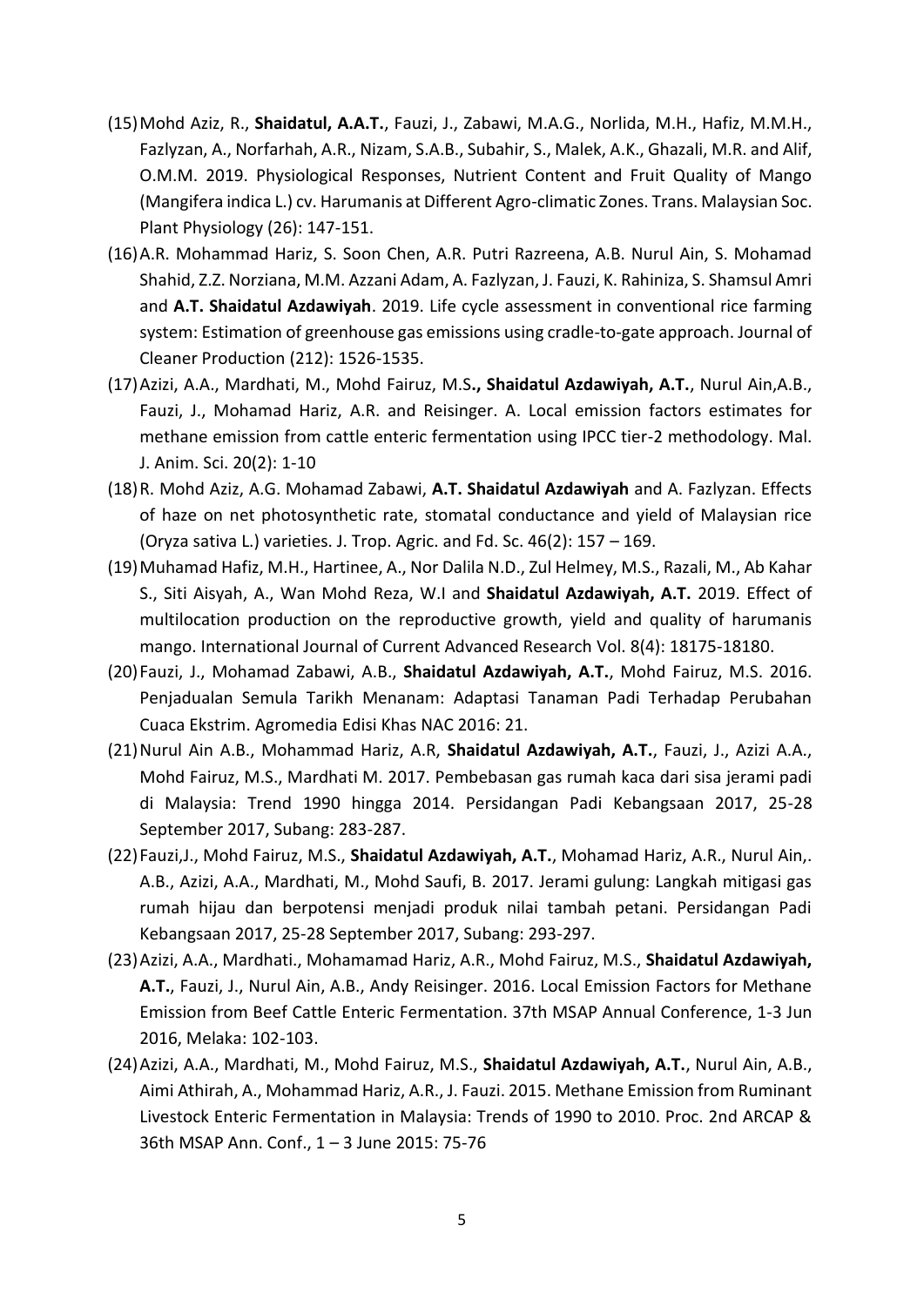(15) Mohd Aziz, R., **Shaidatul, A.A.T.**, Fauzi, J., Zabawi, M.A.G., Norlida, M.H., Hafiz, M.M.H., Fazlyzan, A., Norfarhah, A.R., Nizam, S.A.B., Subahir, S., Malek, A.K., Ghazali, M.R. and Alif, O.M.M. 2019. Physiological Responses, Nutrient Content and Fruit Quality of Mango (Mangifera indica L.) cv. Harumanis at Different Agro-climatic Zones. Trans. Malaysian Soc. Plant Physiology (26): 147-151.

(16) A.R. Mohammad Hariz, S. Soon Chen, A.R. Putri Razreena, A.B. Nurul Ain, S. Mohamad Shahid, Z.Z. Norziana, M.M. Azzani Adam, A. Fazlyzan, J. Fauzi, K. Rahiniza, S. Shamsul Amri and **A.T. Shaidatul Azdawiyah**. 2019. Life cycle assessment in conventional rice farming system: Estimation of greenhouse gas emissions using cradle-to-gate approach. Journal of Cleaner Production (212): 1526-1535.

(17) Azizi, A.A., Mardhati, M., Mohd Fairuz, M.S**., Shaidatul Azdawiyah, A.T.**, Nurul Ain,A.B., Fauzi, J., Mohamad Hariz, A.R. and Reisinger. A. Local emission factors estimates for methane emission from cattle enteric fermentation using IPCC tier-2 methodology. Mal. J. Anim. Sci. 20(2): 1-10

(18) R. Mohd Aziz, A.G. Mohamad Zabawi, **A.T. Shaidatul Azdawiyah** and A. Fazlyzan. Effects of haze on net photosynthetic rate, stomatal conductance and yield of Malaysian rice (Oryza sativa L.) varieties. J. Trop. Agric. and Fd. Sc. 46(2): 157 – 169.

(19) Muhamad Hafiz, M.H., Hartinee, A., Nor Dalila N.D., Zul Helmey, M.S., Razali, M., Ab Kahar S., Siti Aisyah, A., Wan Mohd Reza, W.I and **Shaidatul Azdawiyah, A.T.** 2019. Effect of multilocation production on the reproductive growth, yield and quality of harumanis mango. International Journal of Current Advanced Research Vol. 8(4): 18175-18180.

(20) Fauzi, J., Mohamad Zabawi, A.B., **Shaidatul Azdawiyah, A.T.**, Mohd Fairuz, M.S. 2016. Penjadualan Semula Tarikh Menanam: Adaptasi Tanaman Padi Terhadap Perubahan Cuaca Ekstrim. Agromedia Edisi Khas NAC 2016: 21.

(21) Nurul Ain A.B., Mohammad Hariz, A.R, **Shaidatul Azdawiyah, A.T.**, Fauzi, J., Azizi A.A., Mohd Fairuz, M.S., Mardhati M. 2017. Pembebasan gas rumah kaca dari sisa jerami padi di Malaysia: Trend 1990 hingga 2014. Persidangan Padi Kebangsaan 2017, 25-28 September 2017, Subang: 283-287.

(22) Fauzi,J., Mohd Fairuz, M.S., **Shaidatul Azdawiyah, A.T.**, Mohamad Hariz, A.R., Nurul Ain,. A.B., Azizi, A.A., Mardhati, M., Mohd Saufi, B. 2017. Jerami gulung: Langkah mitigasi gas rumah hijau dan berpotensi menjadi produk nilai tambah petani. Persidangan Padi Kebangsaan 2017, 25-28 September 2017, Subang: 293-297.

(23) Azizi, A.A., Mardhati., Mohamamad Hariz, A.R., Mohd Fairuz, M.S., **Shaidatul Azdawiyah, A.T.**, Fauzi, J., Nurul Ain, A.B., Andy Reisinger. 2016. Local Emission Factors for Methane Emission from Beef Cattle Enteric Fermentation. 37th MSAP Annual Conference, 1-3 Jun 2016, Melaka: 102-103.

(24) Azizi, A.A., Mardhati, M., Mohd Fairuz, M.S., **Shaidatul Azdawiyah, A.T.**, Nurul Ain, A.B., Aimi Athirah, A., Mohammad Hariz, A.R., J. Fauzi. 2015. Methane Emission from Ruminant Livestock Enteric Fermentation in Malaysia: Trends of 1990 to 2010. Proc. 2nd ARCAP & 36th MSAP Ann. Conf., 1 – 3 June 2015: 75-76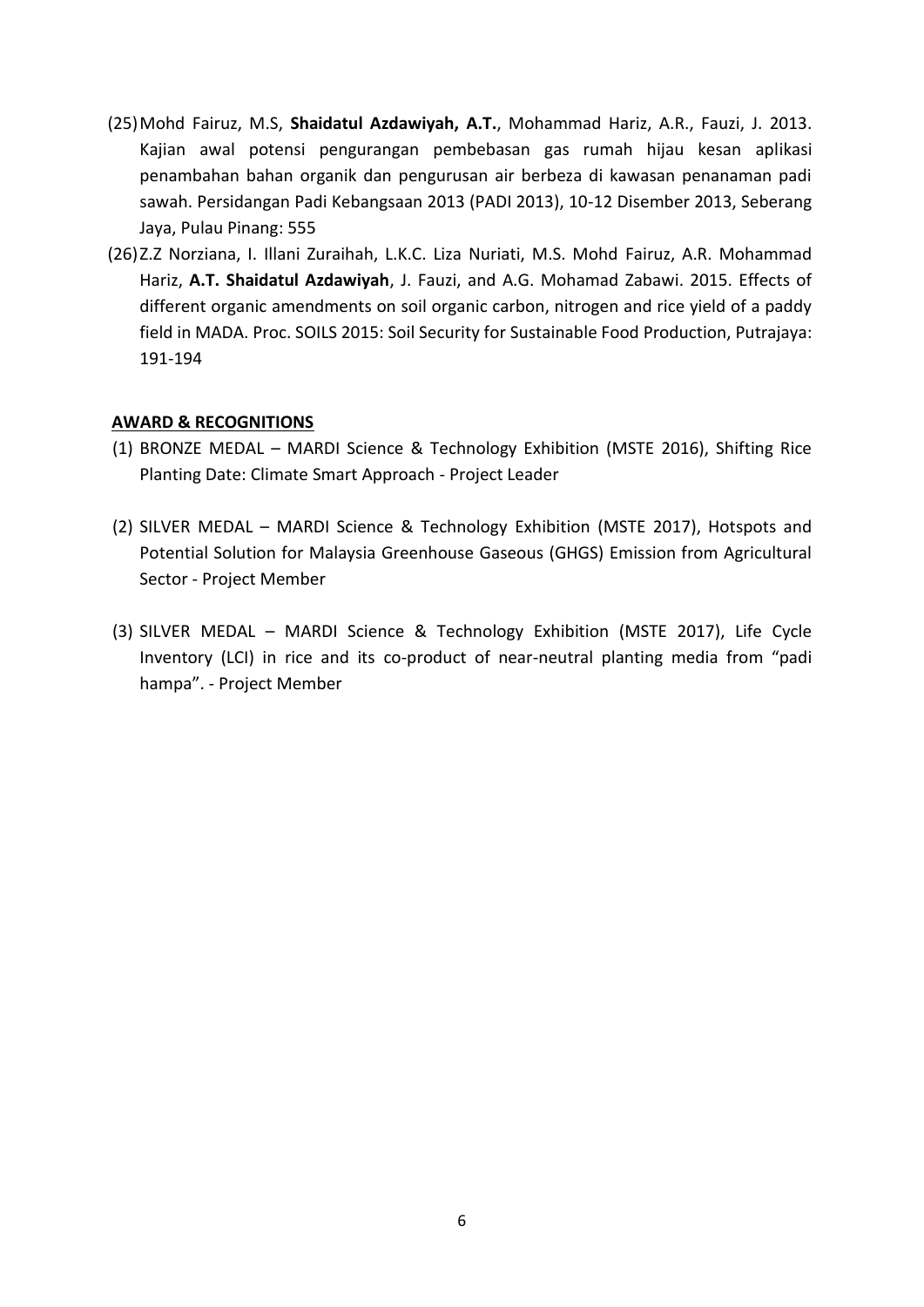(25) Mohd Fairuz, M.S, **Shaidatul Azdawiyah, A.T.**, Mohammad Hariz, A.R., Fauzi, J. 2013. Kajian awal potensi pengurangan pembebasan gas rumah hijau kesan aplikasi penambahan bahan organik dan pengurusan air berbeza di kawasan penanaman padi sawah. Persidangan Padi Kebangsaan 2013 (PADI 2013), 10-12 Disember 2013, Seberang Jaya, Pulau Pinang: 555

(26) Z.Z Norziana, I. Illani Zuraihah, L.K.C. Liza Nuriati, M.S. Mohd Fairuz, A.R. Mohammad Hariz, **A.T. Shaidatul Azdawiyah**, J. Fauzi, and A.G. Mohamad Zabawi. 2015. Effects of different organic amendments on soil organic carbon, nitrogen and rice yield of a paddy field in MADA. Proc. SOILS 2015: Soil Security for Sustainable Food Production, Putrajaya: 191-194

**AWARD & RECOGNITIONS**

(1) BRONZE MEDAL – MARDI Science & Technology Exhibition (MSTE 2016), Shifting Rice Planting Date: Climate Smart Approach - Project Leader

(2) SILVER MEDAL – MARDI Science & Technology Exhibition (MSTE 2017), Hotspots and Potential Solution for Malaysia Greenhouse Gaseous (GHGS) Emission from Agricultural Sector - Project Member

(3) SILVER MEDAL – MARDI Science & Technology Exhibition (MSTE 2017), Life Cycle Inventory (LCI) in rice and its co-product of near-neutral planting media from "padi hampa". - Project Member